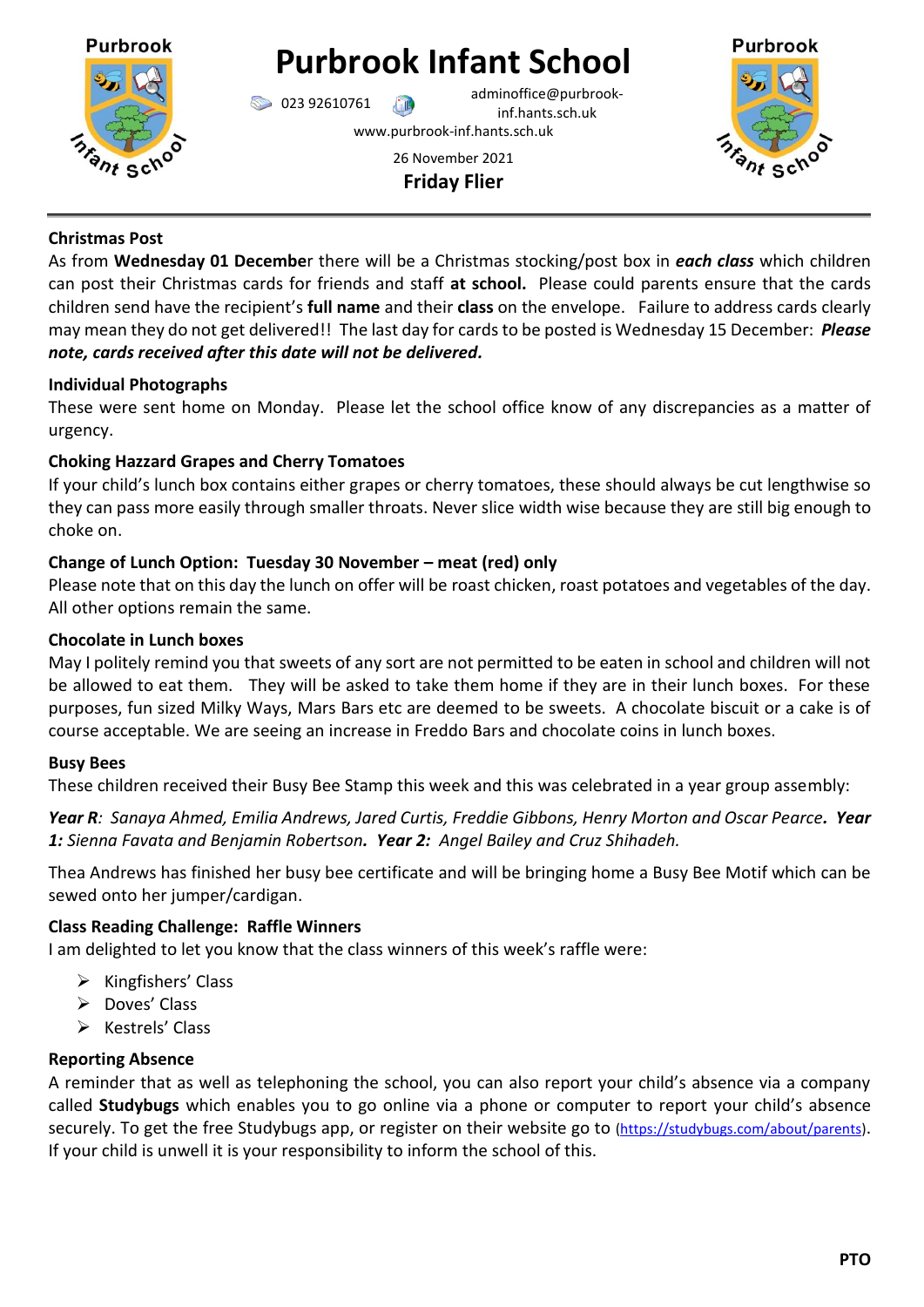# Purbrook Infant School

023 92610761 adminoffice@purbrook-inf.hants.sch.uk

www.purbrook-inf.hants.sch.uk

26 November 2021

**Friday Flier**

### Christmas Post

As from **Wednesday 01 December** there will be a Christmas stocking/post box in ***each class*** which children can post their Christmas cards for friends and staff **at school.** Please could parents ensure that the cards children send have the recipient's **full name** and their **class** on the envelope. Failure to address cards clearly may mean they do not get delivered!! The last day for cards to be posted is Wednesday 15 December: ***Please note, cards received after this date will not be delivered.***

### Individual Photographs

These were sent home on Monday. Please let the school office know of any discrepancies as a matter of urgency.

### Choking Hazzard Grapes and Cherry Tomatoes

If your child's lunch box contains either grapes or cherry tomatoes, these should always be cut lengthwise so they can pass more easily through smaller throats. Never slice width wise because they are still big enough to choke on.

### Change of Lunch Option: Tuesday 30 November – meat (red) only

Please note that on this day the lunch on offer will be roast chicken, roast potatoes and vegetables of the day. All other options remain the same.

### Chocolate in Lunch boxes

May I politely remind you that sweets of any sort are not permitted to be eaten in school and children will not be allowed to eat them. They will be asked to take them home if they are in their lunch boxes. For these purposes, fun sized Milky Ways, Mars Bars etc are deemed to be sweets. A chocolate biscuit or a cake is of course acceptable. We are seeing an increase in Freddo Bars and chocolate coins in lunch boxes.

### Busy Bees

These children received their Busy Bee Stamp this week and this was celebrated in a year group assembly:

***Year R**: Sanaya Ahmed, Emilia Andrews, Jared Curtis, Freddie Gibbons, Henry Morton and Oscar Pearce**. Year 1:** Sienna Favata and Benjamin Robertson**. Year 2:** Angel Bailey and Cruz Shihadeh.*

Thea Andrews has finished her busy bee certificate and will be bringing home a Busy Bee Motif which can be sewed onto her jumper/cardigan.

### Class Reading Challenge: Raffle Winners

I am delighted to let you know that the class winners of this week's raffle were:

- Kingfishers' Class
- Doves' Class
- Kestrels' Class

### Reporting Absence

A reminder that as well as telephoning the school, you can also report your child's absence via a company called **Studybugs** which enables you to go online via a phone or computer to report your child's absence securely. To get the free Studybugs app, or register on their website go to (https://studybugs.com/about/parents). If your child is unwell it is your responsibility to inform the school of this.

**PTO**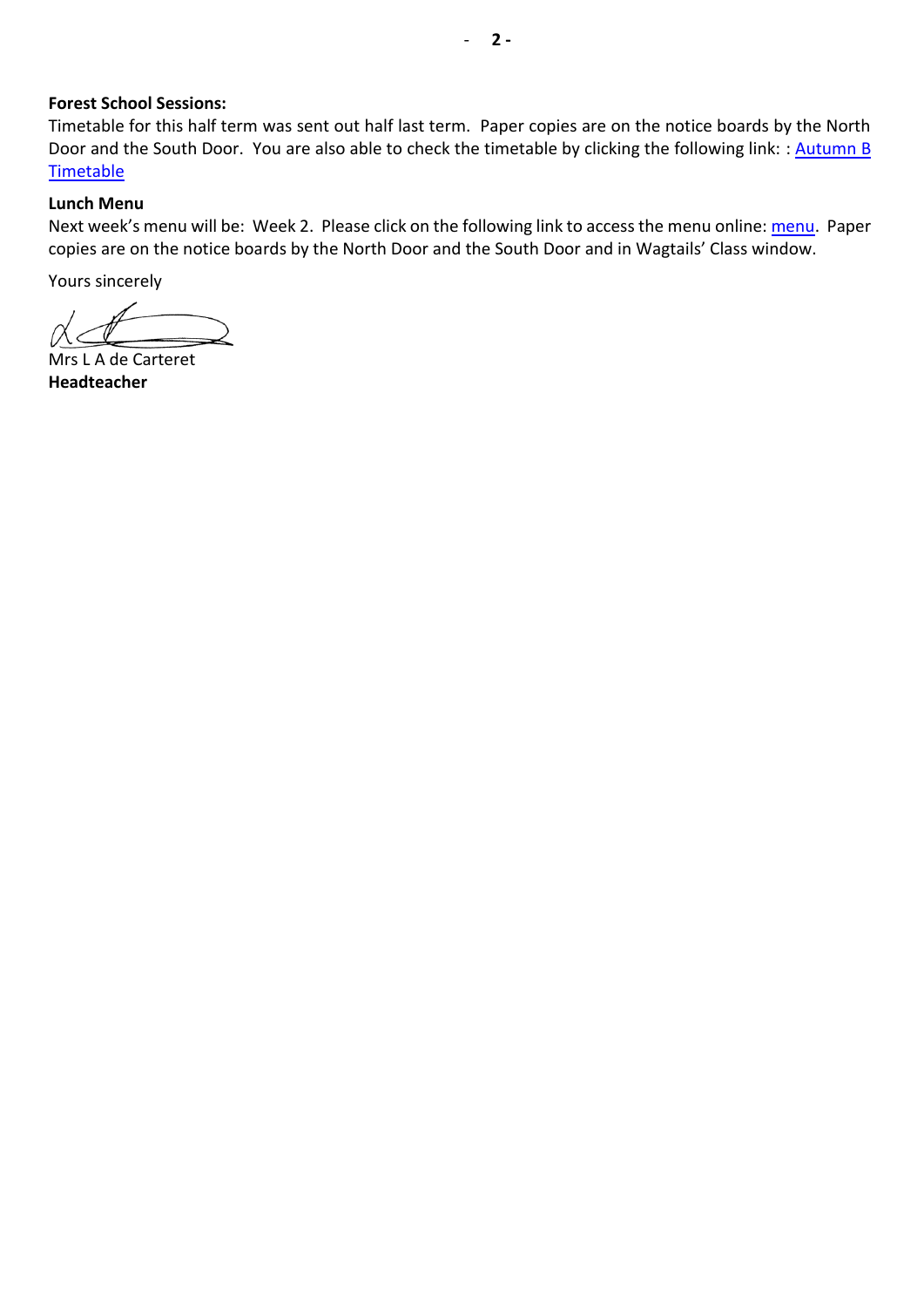**Forest School Sessions:**

Timetable for this half term was sent out half last term. Paper copies are on the notice boards by the North Door and the South Door. You are also able to check the timetable by clicking the following link: : Autumn B Timetable

**Lunch Menu**

Next week's menu will be: Week 2. Please click on the following link to access the menu online: menu. Paper copies are on the notice boards by the North Door and the South Door and in Wagtails' Class window.

Yours sincerely

Mrs L A de Carteret
**Headteacher**